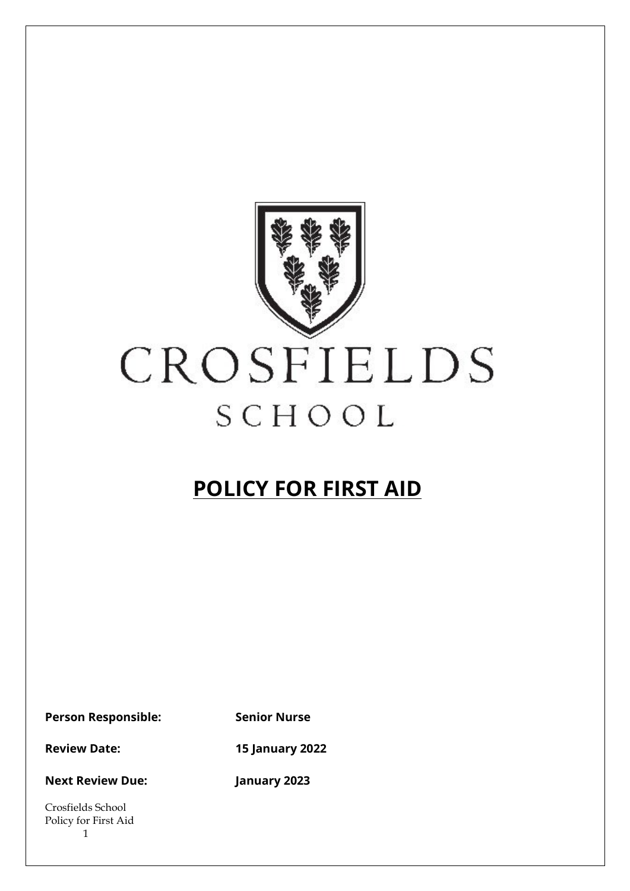CROSFIELDS

SCHOOL

# POLICY FOR FIRST AID

**Person Responsible:** **Senior Nurse**

**Review Date:** **15 January 2022**

**Next Review Due:** **January 2023**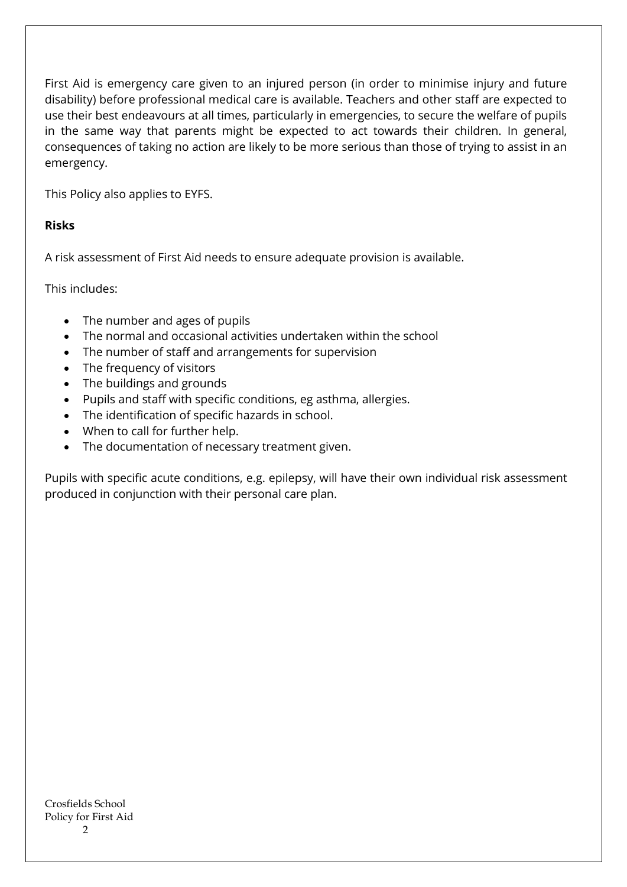First Aid is emergency care given to an injured person (in order to minimise injury and future disability) before professional medical care is available. Teachers and other staff are expected to use their best endeavours at all times, particularly in emergencies, to secure the welfare of pupils in the same way that parents might be expected to act towards their children. In general, consequences of taking no action are likely to be more serious than those of trying to assist in an emergency.

This Policy also applies to EYFS.

**Risks**

A risk assessment of First Aid needs to ensure adequate provision is available.

This includes:

- The number and ages of pupils
- The normal and occasional activities undertaken within the school
- The number of staff and arrangements for supervision
- The frequency of visitors
- The buildings and grounds
- Pupils and staff with specific conditions, eg asthma, allergies.
- The identification of specific hazards in school.
- When to call for further help.
- The documentation of necessary treatment given.

Pupils with specific acute conditions, e.g. epilepsy, will have their own individual risk assessment produced in conjunction with their personal care plan.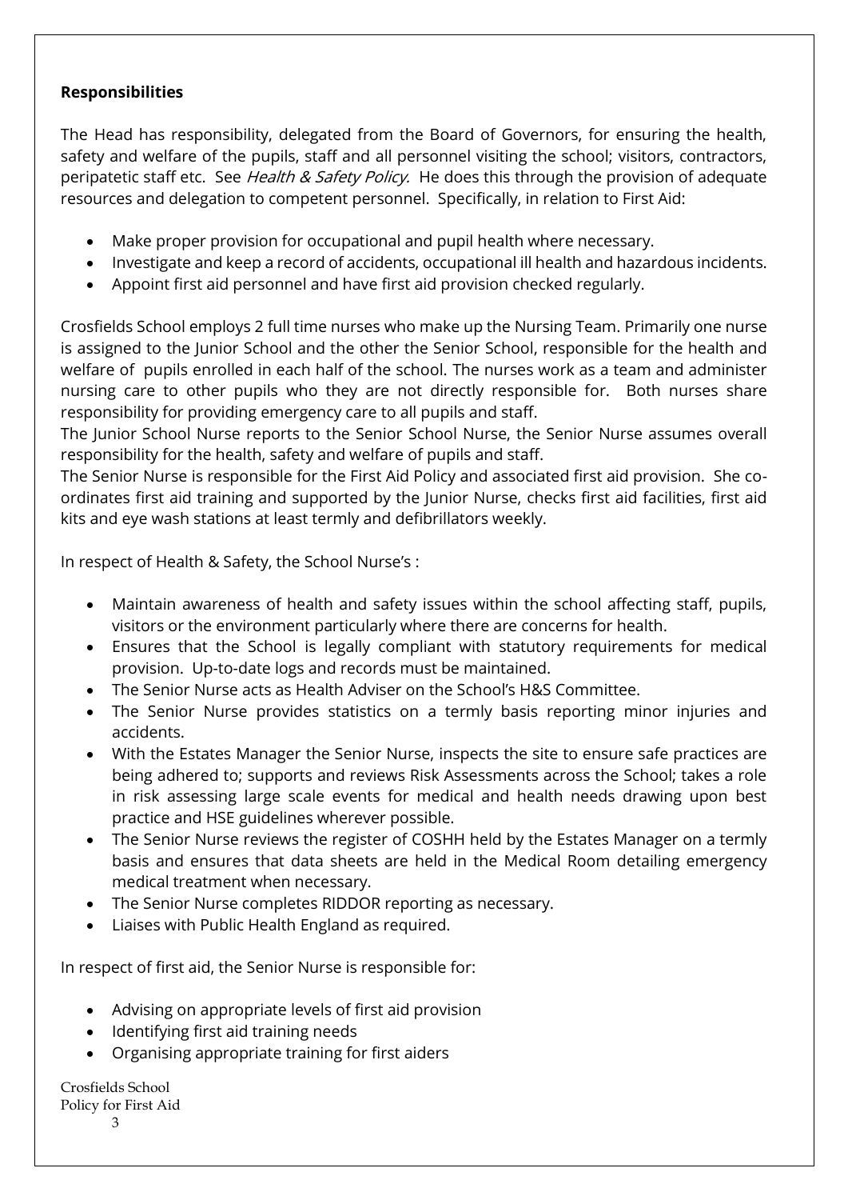**Responsibilities**

The Head has responsibility, delegated from the Board of Governors, for ensuring the health, safety and welfare of the pupils, staff and all personnel visiting the school; visitors, contractors, peripatetic staff etc. See *Health & Safety Policy.* He does this through the provision of adequate resources and delegation to competent personnel. Specifically, in relation to First Aid:

- Make proper provision for occupational and pupil health where necessary.
- Investigate and keep a record of accidents, occupational ill health and hazardous incidents.
- Appoint first aid personnel and have first aid provision checked regularly.

Crosfields School employs 2 full time nurses who make up the Nursing Team. Primarily one nurse is assigned to the Junior School and the other the Senior School, responsible for the health and welfare of pupils enrolled in each half of the school. The nurses work as a team and administer nursing care to other pupils who they are not directly responsible for. Both nurses share responsibility for providing emergency care to all pupils and staff.

The Junior School Nurse reports to the Senior School Nurse, the Senior Nurse assumes overall responsibility for the health, safety and welfare of pupils and staff.

The Senior Nurse is responsible for the First Aid Policy and associated first aid provision. She co-ordinates first aid training and supported by the Junior Nurse, checks first aid facilities, first aid kits and eye wash stations at least termly and defibrillators weekly.

In respect of Health & Safety, the School Nurse's :

- Maintain awareness of health and safety issues within the school affecting staff, pupils, visitors or the environment particularly where there are concerns for health.
- Ensures that the School is legally compliant with statutory requirements for medical provision. Up-to-date logs and records must be maintained.
- The Senior Nurse acts as Health Adviser on the School's H&S Committee.
- The Senior Nurse provides statistics on a termly basis reporting minor injuries and accidents.
- With the Estates Manager the Senior Nurse, inspects the site to ensure safe practices are being adhered to; supports and reviews Risk Assessments across the School; takes a role in risk assessing large scale events for medical and health needs drawing upon best practice and HSE guidelines wherever possible.
- The Senior Nurse reviews the register of COSHH held by the Estates Manager on a termly basis and ensures that data sheets are held in the Medical Room detailing emergency medical treatment when necessary.
- The Senior Nurse completes RIDDOR reporting as necessary.
- Liaises with Public Health England as required.

In respect of first aid, the Senior Nurse is responsible for:

- Advising on appropriate levels of first aid provision
- Identifying first aid training needs
- Organising appropriate training for first aiders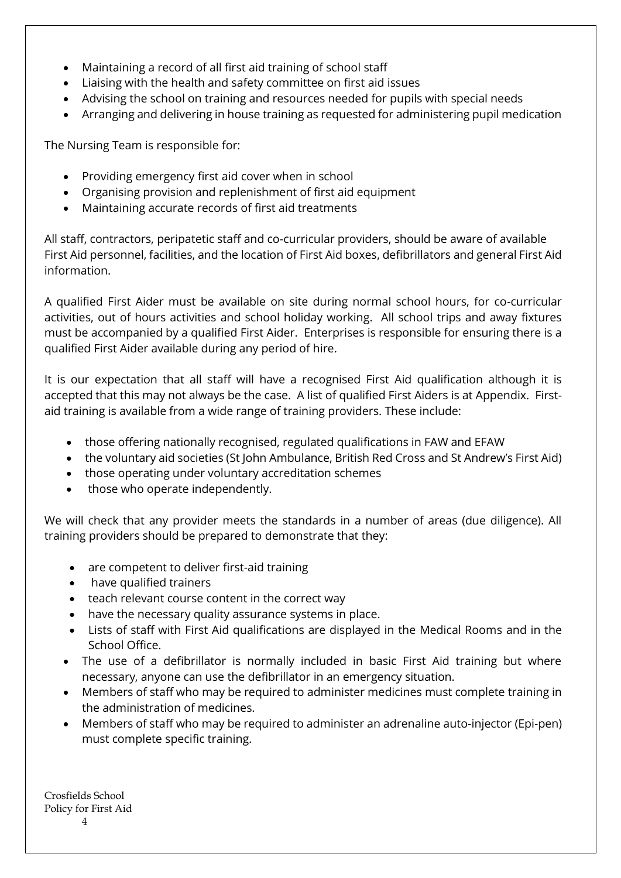- Maintaining a record of all first aid training of school staff
- Liaising with the health and safety committee on first aid issues
- Advising the school on training and resources needed for pupils with special needs
- Arranging and delivering in house training as requested for administering pupil medication

The Nursing Team is responsible for:

- Providing emergency first aid cover when in school
- Organising provision and replenishment of first aid equipment
- Maintaining accurate records of first aid treatments

All staff, contractors, peripatetic staff and co-curricular providers, should be aware of available First Aid personnel, facilities, and the location of First Aid boxes, defibrillators and general First Aid information.

A qualified First Aider must be available on site during normal school hours, for co-curricular activities, out of hours activities and school holiday working. All school trips and away fixtures must be accompanied by a qualified First Aider. Enterprises is responsible for ensuring there is a qualified First Aider available during any period of hire.

It is our expectation that all staff will have a recognised First Aid qualification although it is accepted that this may not always be the case. A list of qualified First Aiders is at Appendix. First-aid training is available from a wide range of training providers. These include:

- those offering nationally recognised, regulated qualifications in FAW and EFAW
- the voluntary aid societies (St John Ambulance, British Red Cross and St Andrew's First Aid)
- those operating under voluntary accreditation schemes
- those who operate independently.

We will check that any provider meets the standards in a number of areas (due diligence). All training providers should be prepared to demonstrate that they:

- are competent to deliver first-aid training
- have qualified trainers
- teach relevant course content in the correct way
- have the necessary quality assurance systems in place.
- Lists of staff with First Aid qualifications are displayed in the Medical Rooms and in the School Office.
- The use of a defibrillator is normally included in basic First Aid training but where necessary, anyone can use the defibrillator in an emergency situation.
- Members of staff who may be required to administer medicines must complete training in the administration of medicines.
- Members of staff who may be required to administer an adrenaline auto-injector (Epi-pen) must complete specific training.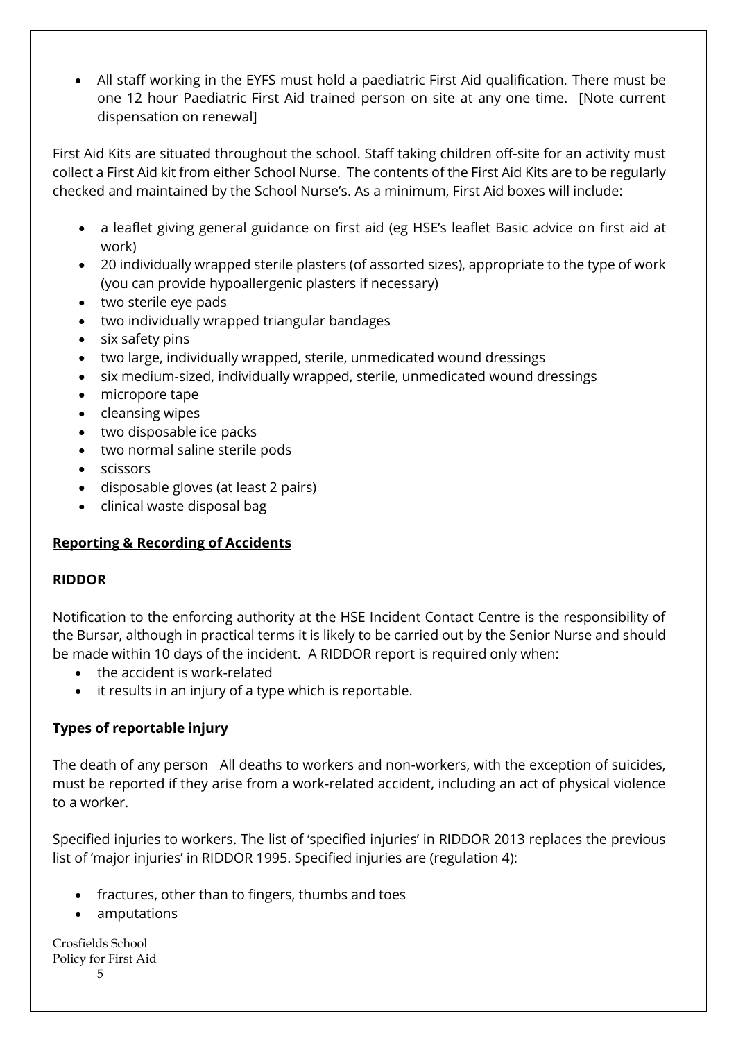- All staff working in the EYFS must hold a paediatric First Aid qualification. There must be one 12 hour Paediatric First Aid trained person on site at any one time. [Note current dispensation on renewal]

First Aid Kits are situated throughout the school. Staff taking children off-site for an activity must collect a First Aid kit from either School Nurse. The contents of the First Aid Kits are to be regularly checked and maintained by the School Nurse's. As a minimum, First Aid boxes will include:

- a leaflet giving general guidance on first aid (eg HSE's leaflet Basic advice on first aid at work)
- 20 individually wrapped sterile plasters (of assorted sizes), appropriate to the type of work (you can provide hypoallergenic plasters if necessary)
- two sterile eye pads
- two individually wrapped triangular bandages
- six safety pins
- two large, individually wrapped, sterile, unmedicated wound dressings
- six medium-sized, individually wrapped, sterile, unmedicated wound dressings
- micropore tape
- cleansing wipes
- two disposable ice packs
- two normal saline sterile pods
- scissors
- disposable gloves (at least 2 pairs)
- clinical waste disposal bag

## Reporting & Recording of Accidents

### RIDDOR

Notification to the enforcing authority at the HSE Incident Contact Centre is the responsibility of the Bursar, although in practical terms it is likely to be carried out by the Senior Nurse and should be made within 10 days of the incident. A RIDDOR report is required only when:

- the accident is work-related
- it results in an injury of a type which is reportable.

### Types of reportable injury

The death of any person All deaths to workers and non-workers, with the exception of suicides, must be reported if they arise from a work-related accident, including an act of physical violence to a worker.

Specified injuries to workers. The list of 'specified injuries' in RIDDOR 2013 replaces the previous list of 'major injuries' in RIDDOR 1995. Specified injuries are (regulation 4):

- fractures, other than to fingers, thumbs and toes
- amputations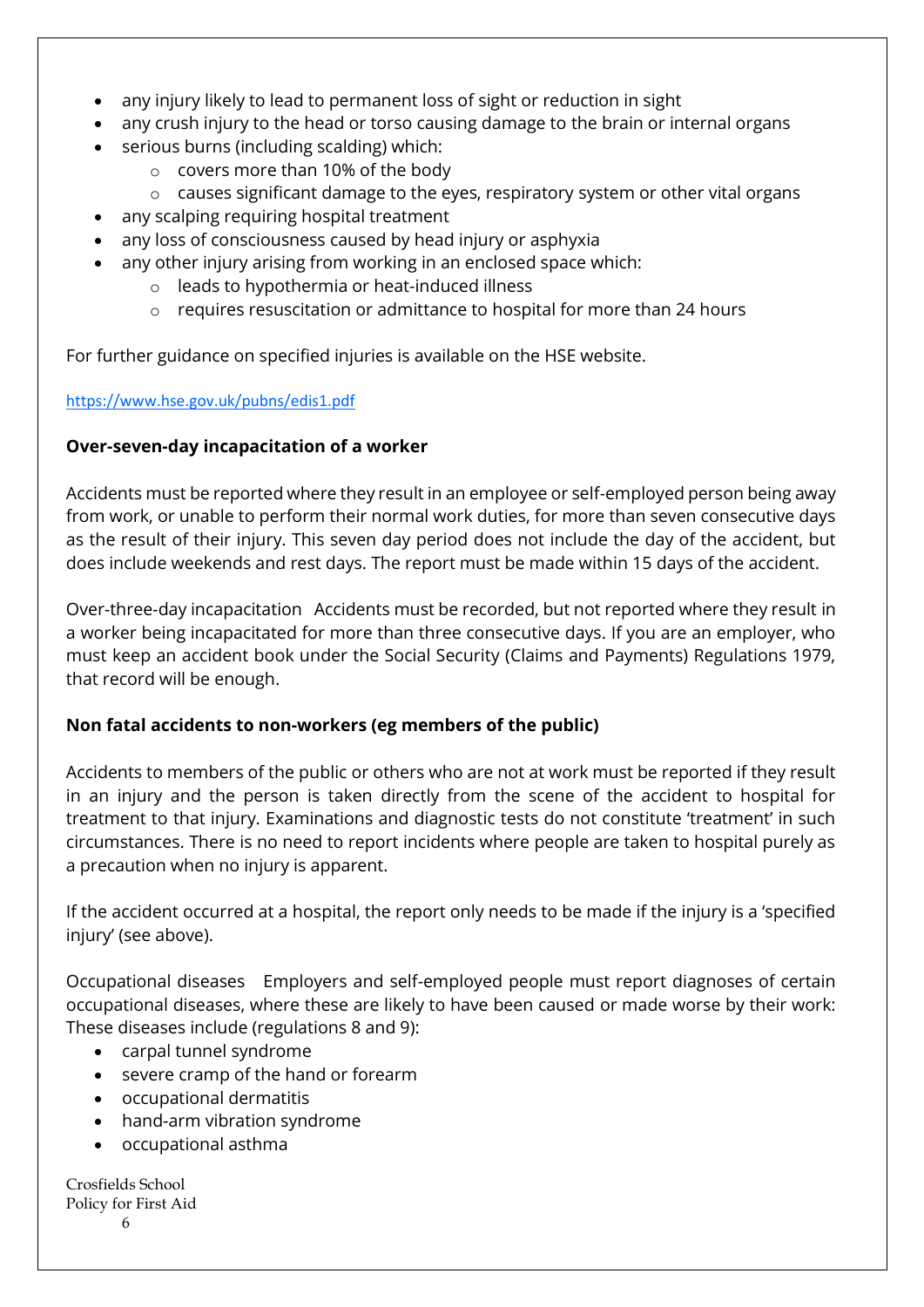- any injury likely to lead to permanent loss of sight or reduction in sight
- any crush injury to the head or torso causing damage to the brain or internal organs
- serious burns (including scalding) which:
  - covers more than 10% of the body
  - causes significant damage to the eyes, respiratory system or other vital organs
- any scalping requiring hospital treatment
- any loss of consciousness caused by head injury or asphyxia
- any other injury arising from working in an enclosed space which:
  - leads to hypothermia or heat-induced illness
  - requires resuscitation or admittance to hospital for more than 24 hours

For further guidance on specified injuries is available on the HSE website.

https://www.hse.gov.uk/pubns/edis1.pdf

**Over-seven-day incapacitation of a worker**

Accidents must be reported where they result in an employee or self-employed person being away from work, or unable to perform their normal work duties, for more than seven consecutive days as the result of their injury. This seven day period does not include the day of the accident, but does include weekends and rest days. The report must be made within 15 days of the accident.

Over-three-day incapacitation Accidents must be recorded, but not reported where they result in a worker being incapacitated for more than three consecutive days. If you are an employer, who must keep an accident book under the Social Security (Claims and Payments) Regulations 1979, that record will be enough.

**Non fatal accidents to non-workers (eg members of the public)**

Accidents to members of the public or others who are not at work must be reported if they result in an injury and the person is taken directly from the scene of the accident to hospital for treatment to that injury. Examinations and diagnostic tests do not constitute 'treatment' in such circumstances. There is no need to report incidents where people are taken to hospital purely as a precaution when no injury is apparent.

If the accident occurred at a hospital, the report only needs to be made if the injury is a 'specified injury' (see above).

Occupational diseases Employers and self-employed people must report diagnoses of certain occupational diseases, where these are likely to have been caused or made worse by their work: These diseases include (regulations 8 and 9):

- carpal tunnel syndrome
- severe cramp of the hand or forearm
- occupational dermatitis
- hand-arm vibration syndrome
- occupational asthma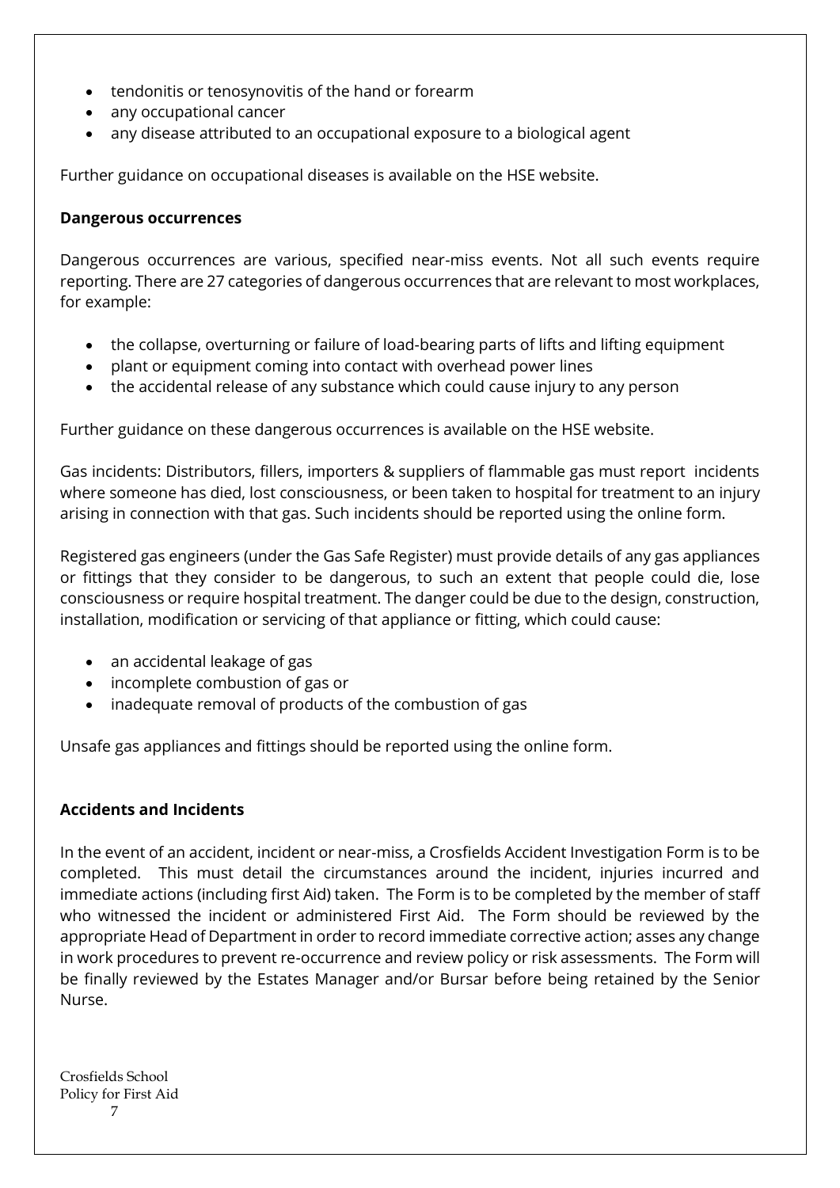- tendonitis or tenosynovitis of the hand or forearm
- any occupational cancer
- any disease attributed to an occupational exposure to a biological agent

Further guidance on occupational diseases is available on the HSE website.

**Dangerous occurrences**

Dangerous occurrences are various, specified near-miss events. Not all such events require reporting. There are 27 categories of dangerous occurrences that are relevant to most workplaces, for example:

- the collapse, overturning or failure of load-bearing parts of lifts and lifting equipment
- plant or equipment coming into contact with overhead power lines
- the accidental release of any substance which could cause injury to any person

Further guidance on these dangerous occurrences is available on the HSE website.

Gas incidents: Distributors, fillers, importers & suppliers of flammable gas must report incidents where someone has died, lost consciousness, or been taken to hospital for treatment to an injury arising in connection with that gas. Such incidents should be reported using the online form.

Registered gas engineers (under the Gas Safe Register) must provide details of any gas appliances or fittings that they consider to be dangerous, to such an extent that people could die, lose consciousness or require hospital treatment. The danger could be due to the design, construction, installation, modification or servicing of that appliance or fitting, which could cause:

- an accidental leakage of gas
- incomplete combustion of gas or
- inadequate removal of products of the combustion of gas

Unsafe gas appliances and fittings should be reported using the online form.

**Accidents and Incidents**

In the event of an accident, incident or near-miss, a Crosfields Accident Investigation Form is to be completed. This must detail the circumstances around the incident, injuries incurred and immediate actions (including first Aid) taken. The Form is to be completed by the member of staff who witnessed the incident or administered First Aid. The Form should be reviewed by the appropriate Head of Department in order to record immediate corrective action; asses any change in work procedures to prevent re-occurrence and review policy or risk assessments. The Form will be finally reviewed by the Estates Manager and/or Bursar before being retained by the Senior Nurse.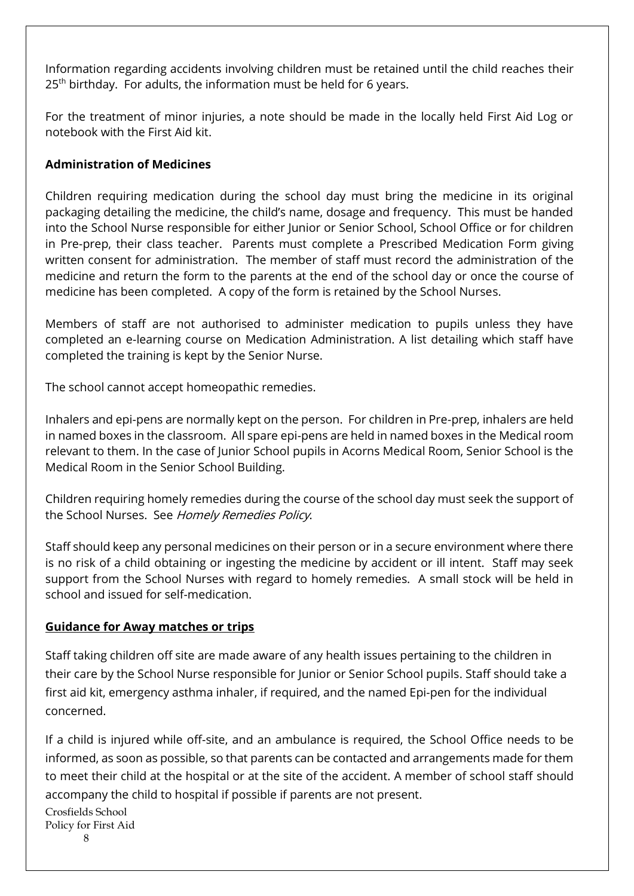Information regarding accidents involving children must be retained until the child reaches their 25th birthday. For adults, the information must be held for 6 years.

For the treatment of minor injuries, a note should be made in the locally held First Aid Log or notebook with the First Aid kit.

**Administration of Medicines**

Children requiring medication during the school day must bring the medicine in its original packaging detailing the medicine, the child's name, dosage and frequency. This must be handed into the School Nurse responsible for either Junior or Senior School, School Office or for children in Pre-prep, their class teacher. Parents must complete a Prescribed Medication Form giving written consent for administration. The member of staff must record the administration of the medicine and return the form to the parents at the end of the school day or once the course of medicine has been completed. A copy of the form is retained by the School Nurses.

Members of staff are not authorised to administer medication to pupils unless they have completed an e-learning course on Medication Administration. A list detailing which staff have completed the training is kept by the Senior Nurse.

The school cannot accept homeopathic remedies.

Inhalers and epi-pens are normally kept on the person. For children in Pre-prep, inhalers are held in named boxes in the classroom. All spare epi-pens are held in named boxes in the Medical room relevant to them. In the case of Junior School pupils in Acorns Medical Room, Senior School is the Medical Room in the Senior School Building.

Children requiring homely remedies during the course of the school day must seek the support of the School Nurses. See *Homely Remedies Policy*.

Staff should keep any personal medicines on their person or in a secure environment where there is no risk of a child obtaining or ingesting the medicine by accident or ill intent. Staff may seek support from the School Nurses with regard to homely remedies. A small stock will be held in school and issued for self-medication.

**Guidance for Away matches or trips**

Staff taking children off site are made aware of any health issues pertaining to the children in their care by the School Nurse responsible for Junior or Senior School pupils. Staff should take a first aid kit, emergency asthma inhaler, if required, and the named Epi-pen for the individual concerned.

If a child is injured while off-site, and an ambulance is required, the School Office needs to be informed, as soon as possible, so that parents can be contacted and arrangements made for them to meet their child at the hospital or at the site of the accident. A member of school staff should accompany the child to hospital if possible if parents are not present.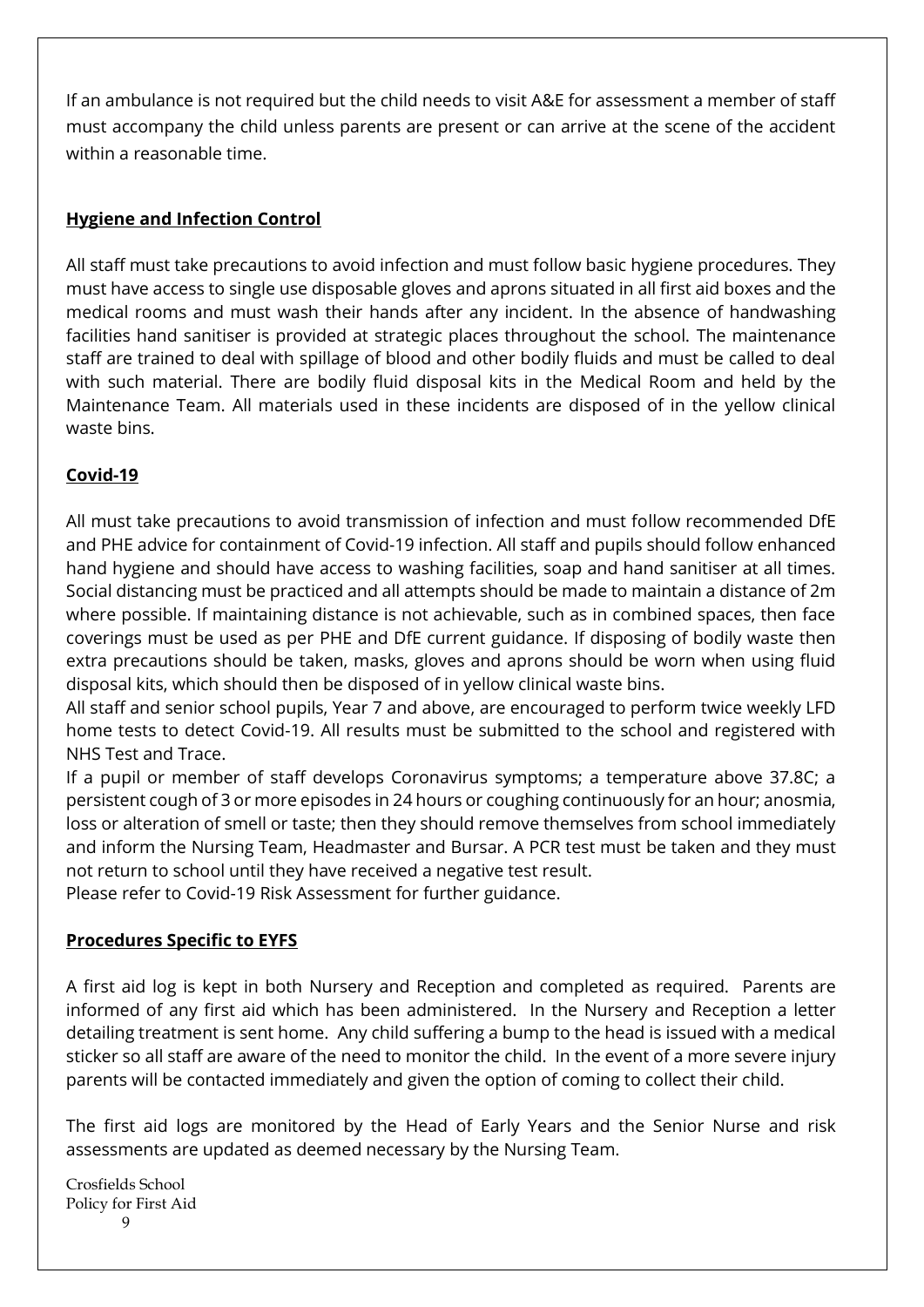If an ambulance is not required but the child needs to visit A&E for assessment a member of staff must accompany the child unless parents are present or can arrive at the scene of the accident within a reasonable time.

## Hygiene and Infection Control

All staff must take precautions to avoid infection and must follow basic hygiene procedures. They must have access to single use disposable gloves and aprons situated in all first aid boxes and the medical rooms and must wash their hands after any incident. In the absence of handwashing facilities hand sanitiser is provided at strategic places throughout the school. The maintenance staff are trained to deal with spillage of blood and other bodily fluids and must be called to deal with such material. There are bodily fluid disposal kits in the Medical Room and held by the Maintenance Team. All materials used in these incidents are disposed of in the yellow clinical waste bins.

## Covid-19

All must take precautions to avoid transmission of infection and must follow recommended DfE and PHE advice for containment of Covid-19 infection. All staff and pupils should follow enhanced hand hygiene and should have access to washing facilities, soap and hand sanitiser at all times. Social distancing must be practiced and all attempts should be made to maintain a distance of 2m where possible. If maintaining distance is not achievable, such as in combined spaces, then face coverings must be used as per PHE and DfE current guidance. If disposing of bodily waste then extra precautions should be taken, masks, gloves and aprons should be worn when using fluid disposal kits, which should then be disposed of in yellow clinical waste bins.

All staff and senior school pupils, Year 7 and above, are encouraged to perform twice weekly LFD home tests to detect Covid-19. All results must be submitted to the school and registered with NHS Test and Trace.

If a pupil or member of staff develops Coronavirus symptoms; a temperature above 37.8C; a persistent cough of 3 or more episodes in 24 hours or coughing continuously for an hour; anosmia, loss or alteration of smell or taste; then they should remove themselves from school immediately and inform the Nursing Team, Headmaster and Bursar. A PCR test must be taken and they must not return to school until they have received a negative test result.

Please refer to Covid-19 Risk Assessment for further guidance.

## Procedures Specific to EYFS

A first aid log is kept in both Nursery and Reception and completed as required. Parents are informed of any first aid which has been administered. In the Nursery and Reception a letter detailing treatment is sent home. Any child suffering a bump to the head is issued with a medical sticker so all staff are aware of the need to monitor the child. In the event of a more severe injury parents will be contacted immediately and given the option of coming to collect their child.

The first aid logs are monitored by the Head of Early Years and the Senior Nurse and risk assessments are updated as deemed necessary by the Nursing Team.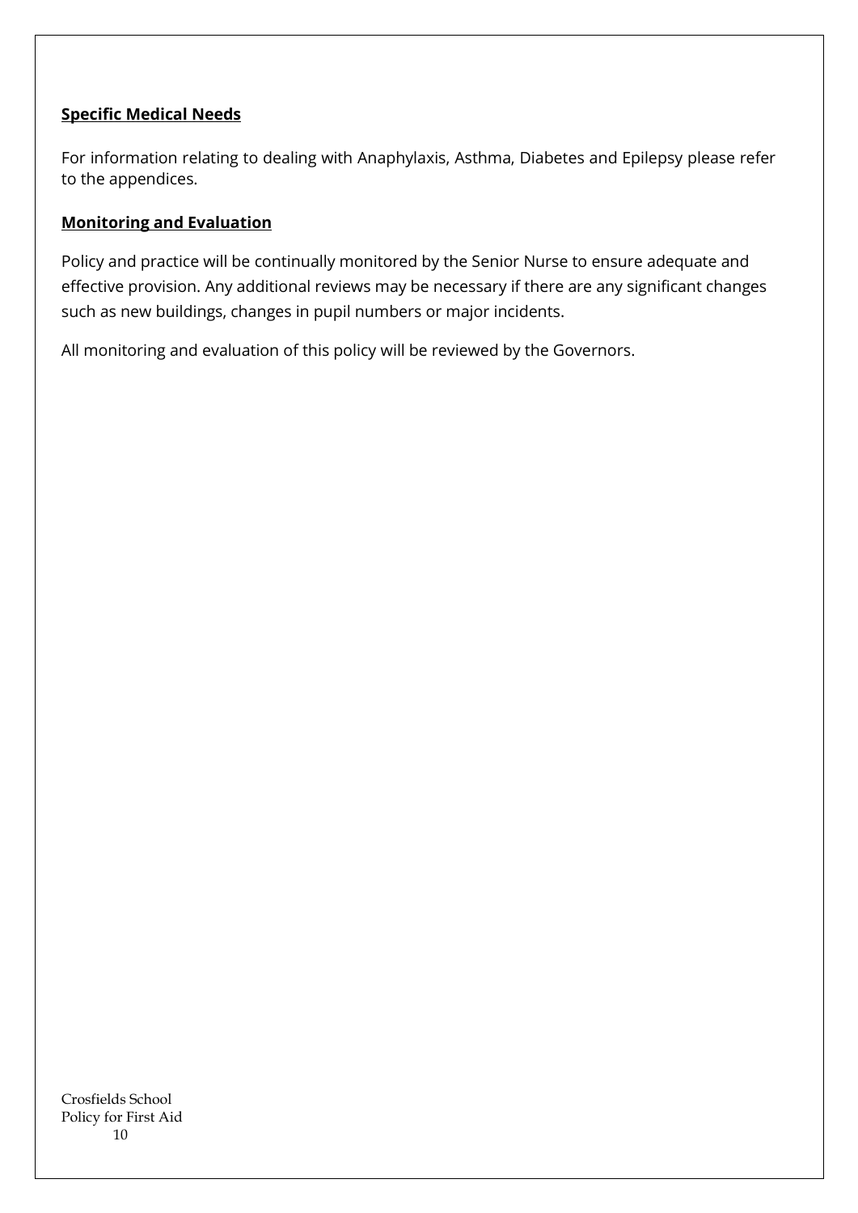**Specific Medical Needs**

For information relating to dealing with Anaphylaxis, Asthma, Diabetes and Epilepsy please refer to the appendices.

**Monitoring and Evaluation**

Policy and practice will be continually monitored by the Senior Nurse to ensure adequate and effective provision. Any additional reviews may be necessary if there are any significant changes such as new buildings, changes in pupil numbers or major incidents.

All monitoring and evaluation of this policy will be reviewed by the Governors.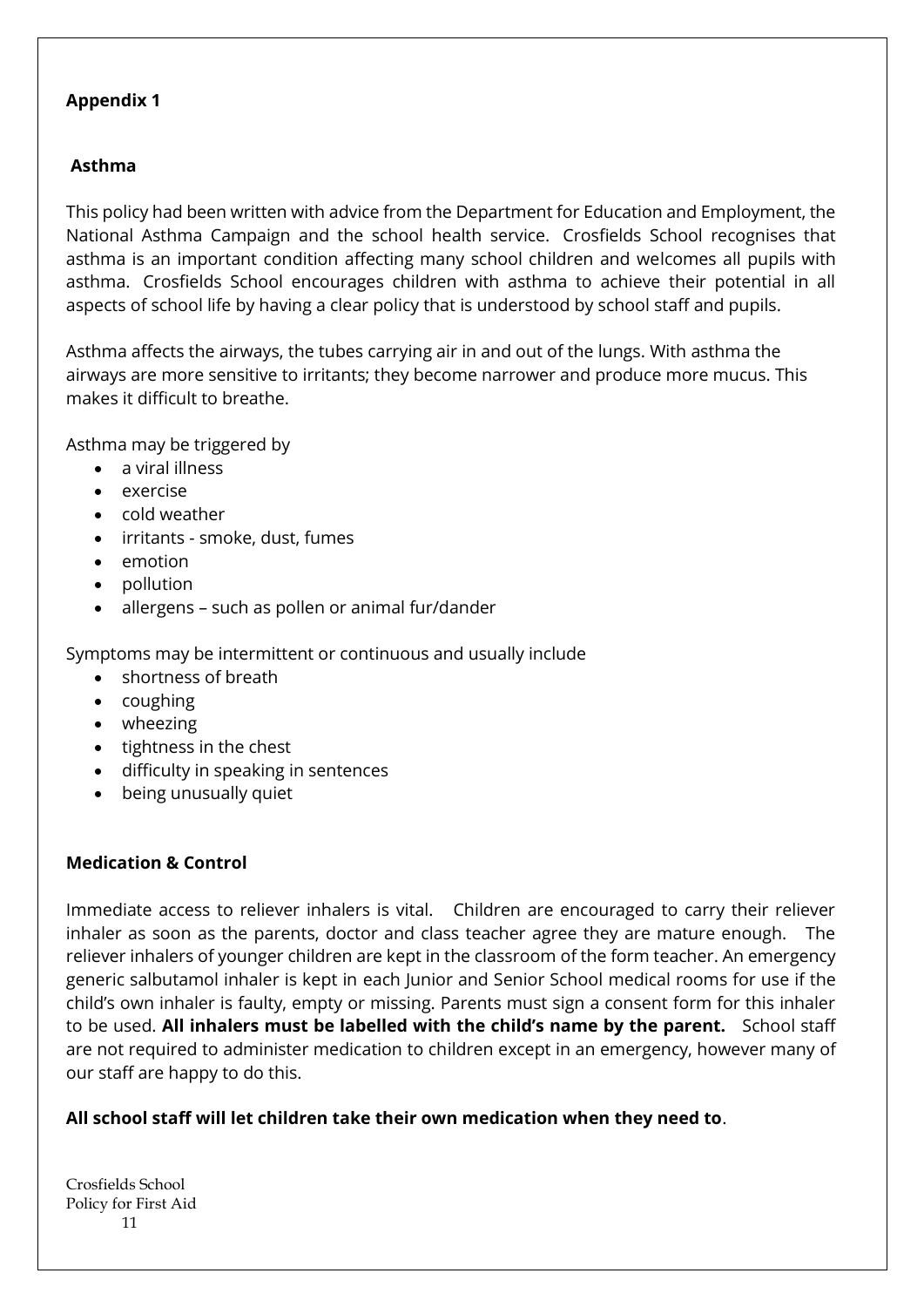**Appendix 1**

**Asthma**

This policy had been written with advice from the Department for Education and Employment, the National Asthma Campaign and the school health service. Crosfields School recognises that asthma is an important condition affecting many school children and welcomes all pupils with asthma. Crosfields School encourages children with asthma to achieve their potential in all aspects of school life by having a clear policy that is understood by school staff and pupils.

Asthma affects the airways, the tubes carrying air in and out of the lungs. With asthma the airways are more sensitive to irritants; they become narrower and produce more mucus. This makes it difficult to breathe.

Asthma may be triggered by

- a viral illness
- exercise
- cold weather
- irritants - smoke, dust, fumes
- emotion
- pollution
- allergens – such as pollen or animal fur/dander

Symptoms may be intermittent or continuous and usually include

- shortness of breath
- coughing
- wheezing
- tightness in the chest
- difficulty in speaking in sentences
- being unusually quiet

**Medication & Control**

Immediate access to reliever inhalers is vital. Children are encouraged to carry their reliever inhaler as soon as the parents, doctor and class teacher agree they are mature enough. The reliever inhalers of younger children are kept in the classroom of the form teacher. An emergency generic salbutamol inhaler is kept in each Junior and Senior School medical rooms for use if the child's own inhaler is faulty, empty or missing. Parents must sign a consent form for this inhaler to be used. **All inhalers must be labelled with the child's name by the parent.** School staff are not required to administer medication to children except in an emergency, however many of our staff are happy to do this.

**All school staff will let children take their own medication when they need to**.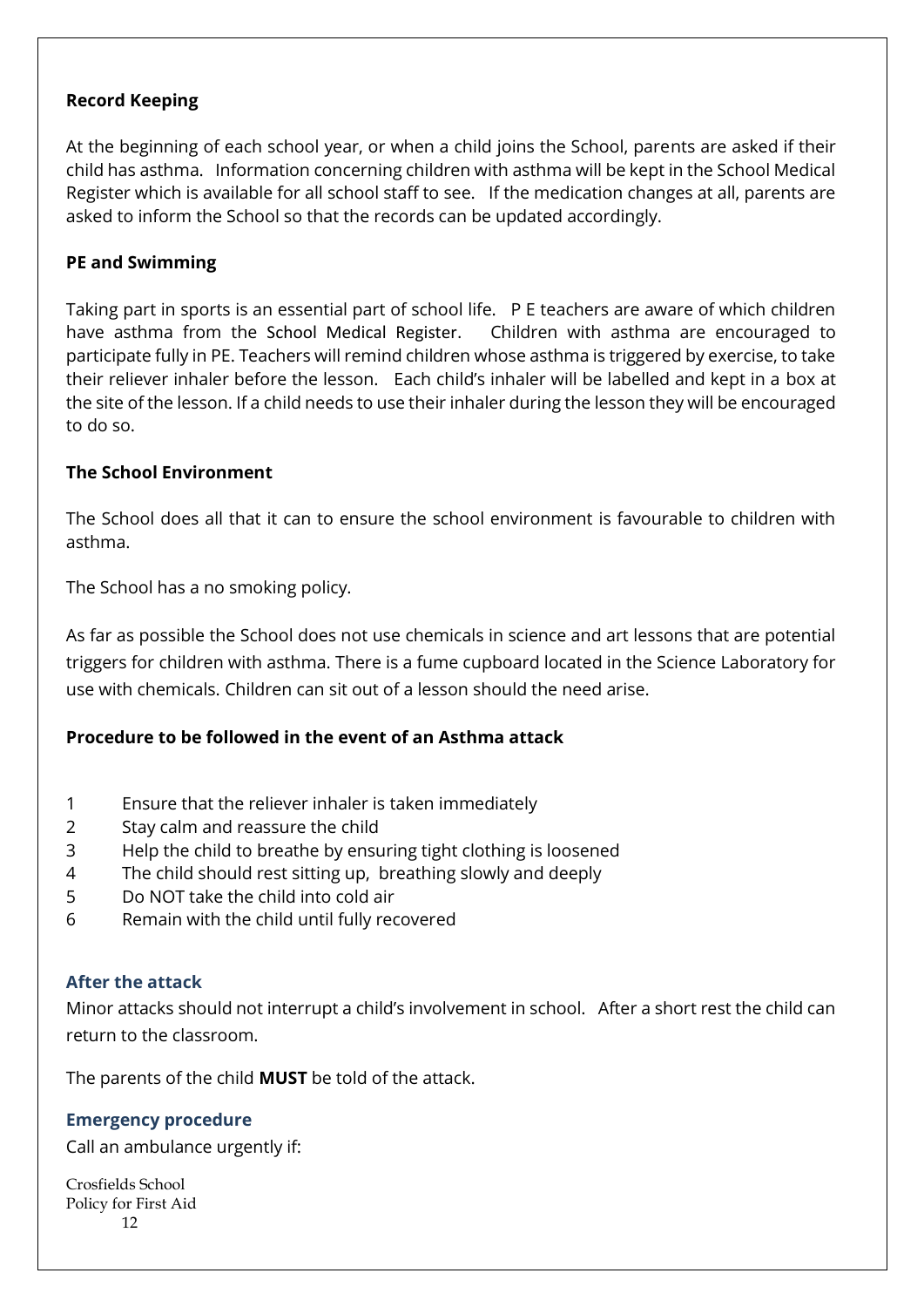### Record Keeping

At the beginning of each school year, or when a child joins the School, parents are asked if their child has asthma. Information concerning children with asthma will be kept in the School Medical Register which is available for all school staff to see. If the medication changes at all, parents are asked to inform the School so that the records can be updated accordingly.

### PE and Swimming

Taking part in sports is an essential part of school life. P E teachers are aware of which children have asthma from the School Medical Register. Children with asthma are encouraged to participate fully in PE. Teachers will remind children whose asthma is triggered by exercise, to take their reliever inhaler before the lesson. Each child's inhaler will be labelled and kept in a box at the site of the lesson. If a child needs to use their inhaler during the lesson they will be encouraged to do so.

### The School Environment

The School does all that it can to ensure the school environment is favourable to children with asthma.

The School has a no smoking policy.

As far as possible the School does not use chemicals in science and art lessons that are potential triggers for children with asthma. There is a fume cupboard located in the Science Laboratory for use with chemicals. Children can sit out of a lesson should the need arise.

### Procedure to be followed in the event of an Asthma attack

1. Ensure that the reliever inhaler is taken immediately
2. Stay calm and reassure the child
3. Help the child to breathe by ensuring tight clothing is loosened
4. The child should rest sitting up, breathing slowly and deeply
5. Do NOT take the child into cold air
6. Remain with the child until fully recovered

### After the attack

Minor attacks should not interrupt a child's involvement in school. After a short rest the child can return to the classroom.

The parents of the child **MUST** be told of the attack.

### Emergency procedure

Call an ambulance urgently if: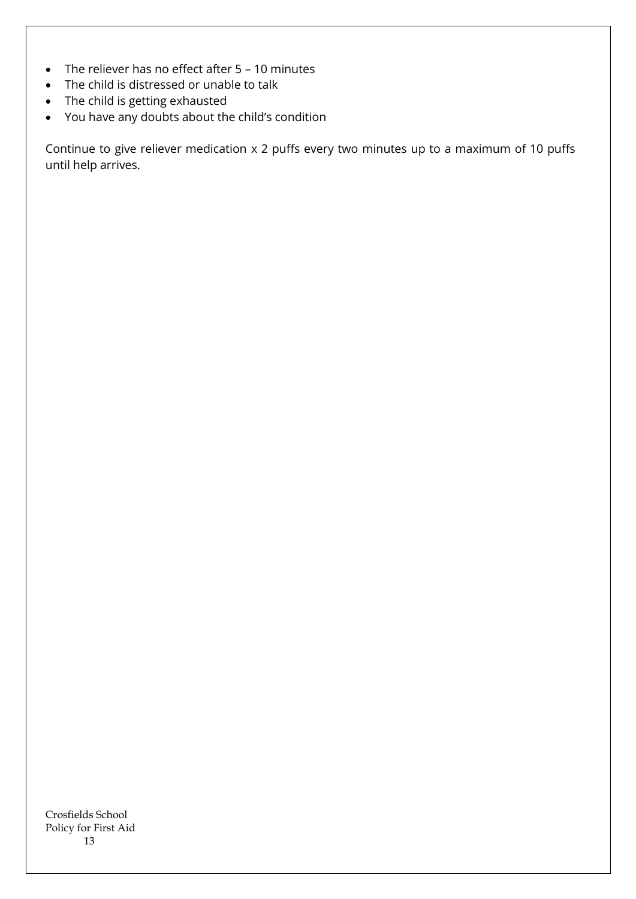- The reliever has no effect after 5 – 10 minutes
- The child is distressed or unable to talk
- The child is getting exhausted
- You have any doubts about the child's condition

Continue to give reliever medication x 2 puffs every two minutes up to a maximum of 10 puffs until help arrives.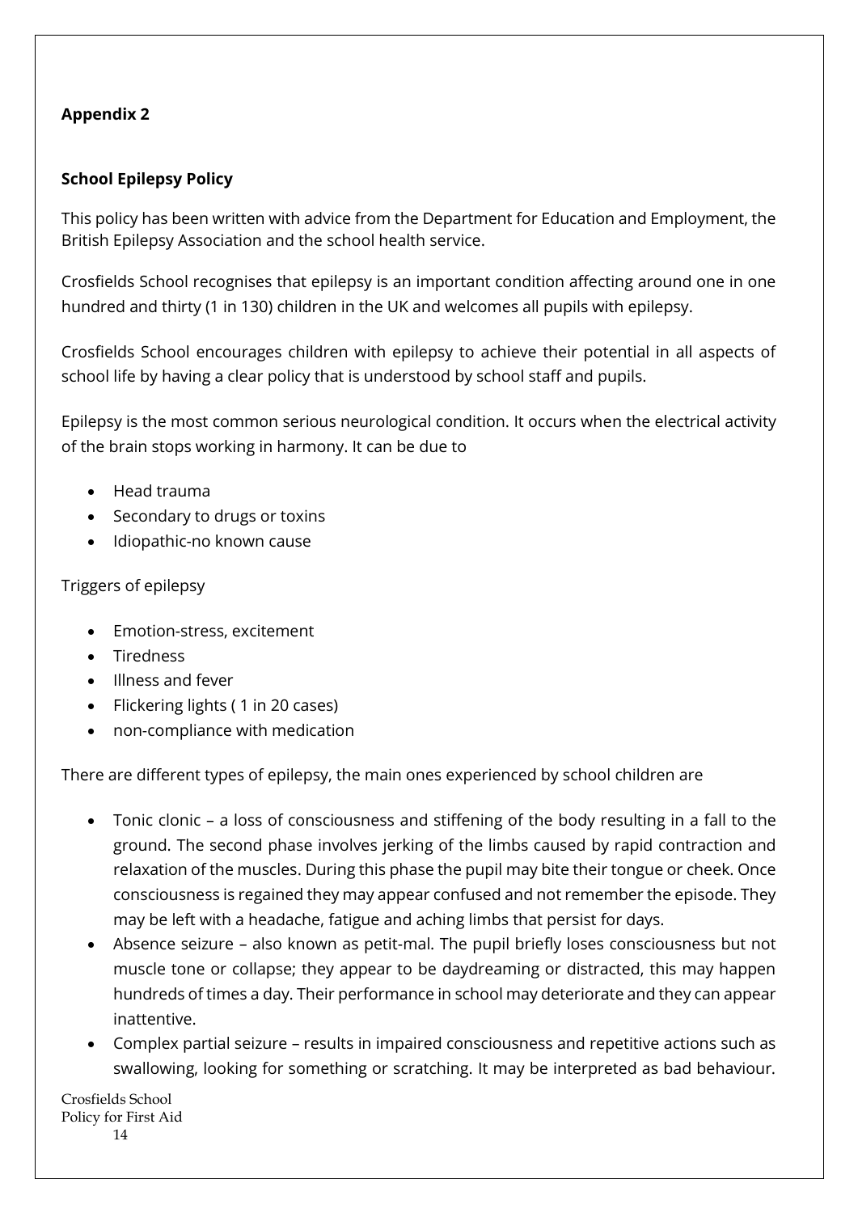## Appendix 2

### School Epilepsy Policy

This policy has been written with advice from the Department for Education and Employment, the British Epilepsy Association and the school health service.

Crosfields School recognises that epilepsy is an important condition affecting around one in one hundred and thirty (1 in 130) children in the UK and welcomes all pupils with epilepsy.

Crosfields School encourages children with epilepsy to achieve their potential in all aspects of school life by having a clear policy that is understood by school staff and pupils.

Epilepsy is the most common serious neurological condition. It occurs when the electrical activity of the brain stops working in harmony. It can be due to

- Head trauma
- Secondary to drugs or toxins
- Idiopathic-no known cause

Triggers of epilepsy

- Emotion-stress, excitement
- Tiredness
- Illness and fever
- Flickering lights ( 1 in 20 cases)
- non-compliance with medication

There are different types of epilepsy, the main ones experienced by school children are

- Tonic clonic – a loss of consciousness and stiffening of the body resulting in a fall to the ground. The second phase involves jerking of the limbs caused by rapid contraction and relaxation of the muscles. During this phase the pupil may bite their tongue or cheek. Once consciousness is regained they may appear confused and not remember the episode. They may be left with a headache, fatigue and aching limbs that persist for days.
- Absence seizure – also known as petit-mal. The pupil briefly loses consciousness but not muscle tone or collapse; they appear to be daydreaming or distracted, this may happen hundreds of times a day. Their performance in school may deteriorate and they can appear inattentive.
- Complex partial seizure – results in impaired consciousness and repetitive actions such as swallowing, looking for something or scratching. It may be interpreted as bad behaviour.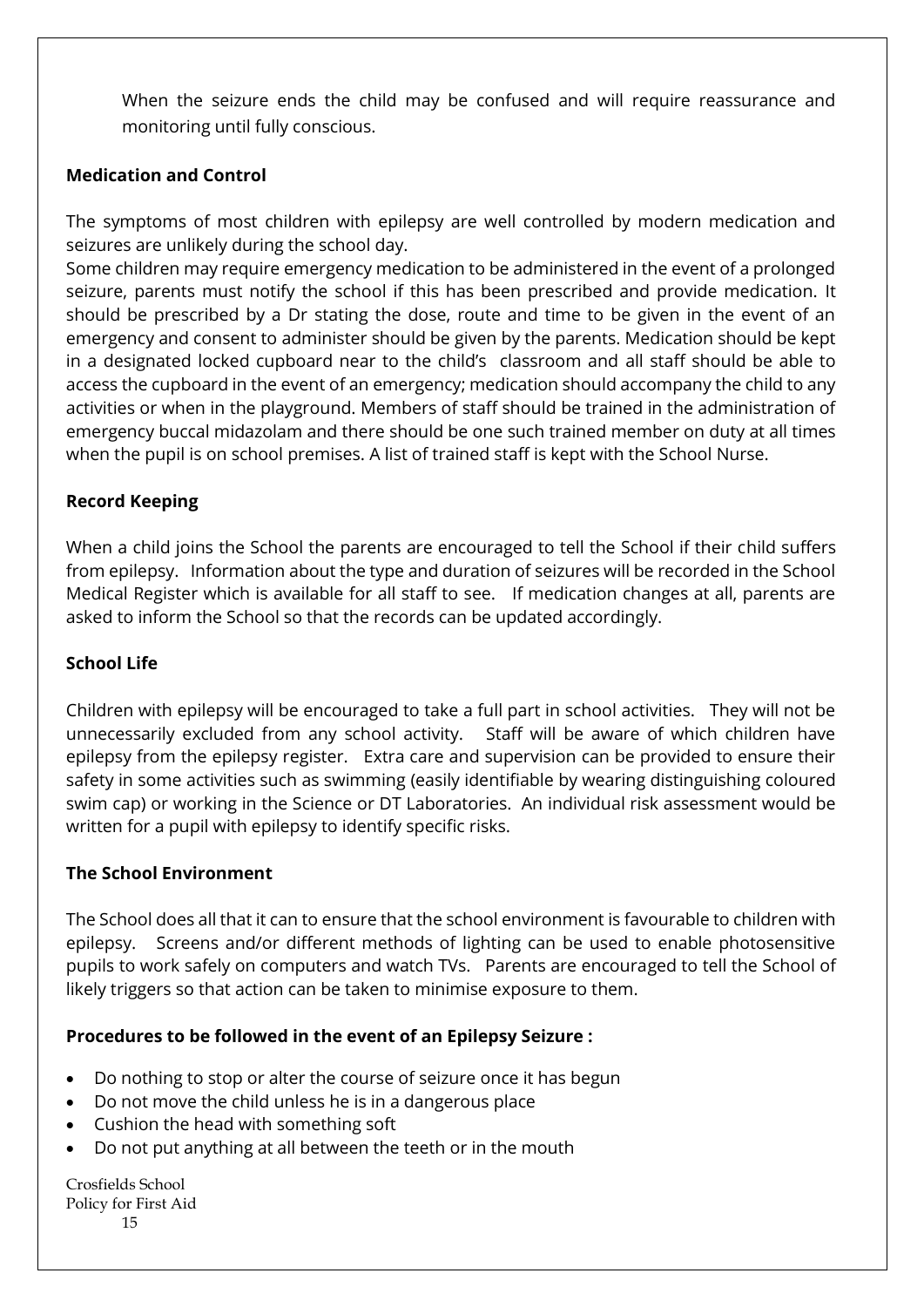When the seizure ends the child may be confused and will require reassurance and monitoring until fully conscious.

**Medication and Control**

The symptoms of most children with epilepsy are well controlled by modern medication and seizures are unlikely during the school day.

Some children may require emergency medication to be administered in the event of a prolonged seizure, parents must notify the school if this has been prescribed and provide medication. It should be prescribed by a Dr stating the dose, route and time to be given in the event of an emergency and consent to administer should be given by the parents. Medication should be kept in a designated locked cupboard near to the child's classroom and all staff should be able to access the cupboard in the event of an emergency; medication should accompany the child to any activities or when in the playground. Members of staff should be trained in the administration of emergency buccal midazolam and there should be one such trained member on duty at all times when the pupil is on school premises. A list of trained staff is kept with the School Nurse.

**Record Keeping**

When a child joins the School the parents are encouraged to tell the School if their child suffers from epilepsy. Information about the type and duration of seizures will be recorded in the School Medical Register which is available for all staff to see. If medication changes at all, parents are asked to inform the School so that the records can be updated accordingly.

**School Life**

Children with epilepsy will be encouraged to take a full part in school activities. They will not be unnecessarily excluded from any school activity. Staff will be aware of which children have epilepsy from the epilepsy register. Extra care and supervision can be provided to ensure their safety in some activities such as swimming (easily identifiable by wearing distinguishing coloured swim cap) or working in the Science or DT Laboratories. An individual risk assessment would be written for a pupil with epilepsy to identify specific risks.

**The School Environment**

The School does all that it can to ensure that the school environment is favourable to children with epilepsy. Screens and/or different methods of lighting can be used to enable photosensitive pupils to work safely on computers and watch TVs. Parents are encouraged to tell the School of likely triggers so that action can be taken to minimise exposure to them.

**Procedures to be followed in the event of an Epilepsy Seizure :**

- Do nothing to stop or alter the course of seizure once it has begun
- Do not move the child unless he is in a dangerous place
- Cushion the head with something soft
- Do not put anything at all between the teeth or in the mouth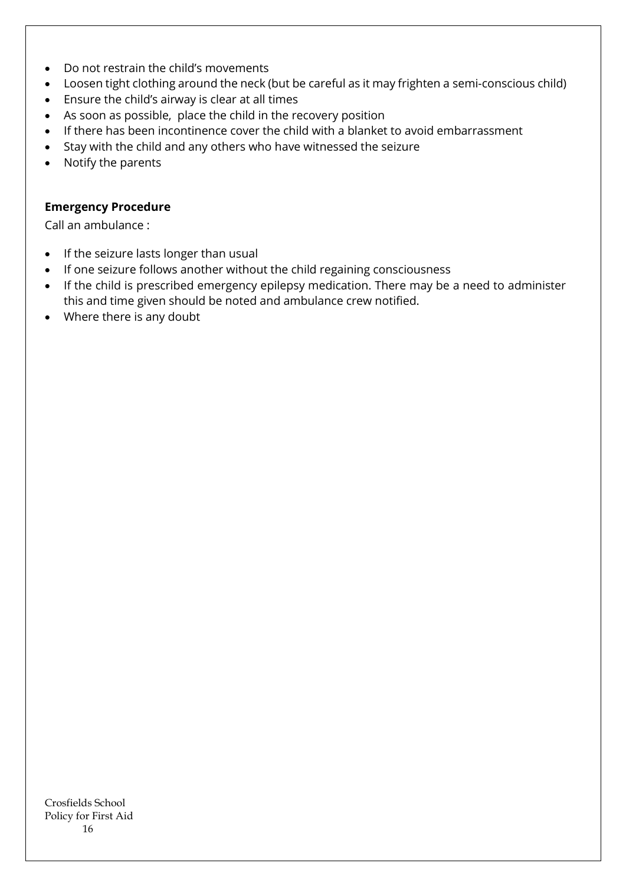- Do not restrain the child's movements
- Loosen tight clothing around the neck (but be careful as it may frighten a semi-conscious child)
- Ensure the child's airway is clear at all times
- As soon as possible, place the child in the recovery position
- If there has been incontinence cover the child with a blanket to avoid embarrassment
- Stay with the child and any others who have witnessed the seizure
- Notify the parents

**Emergency Procedure**

Call an ambulance :

- If the seizure lasts longer than usual
- If one seizure follows another without the child regaining consciousness
- If the child is prescribed emergency epilepsy medication. There may be a need to administer this and time given should be noted and ambulance crew notified.
- Where there is any doubt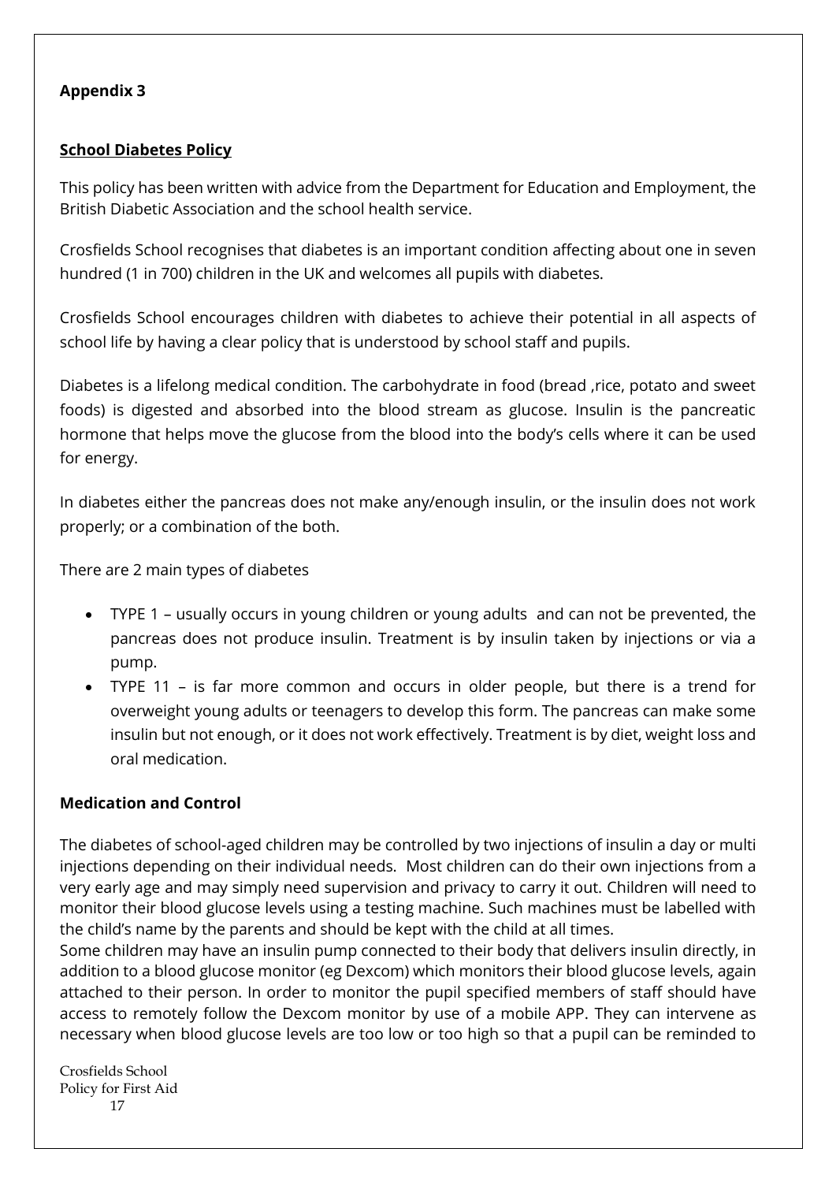**Appendix 3**

**School Diabetes Policy**

This policy has been written with advice from the Department for Education and Employment, the British Diabetic Association and the school health service.

Crosfields School recognises that diabetes is an important condition affecting about one in seven hundred (1 in 700) children in the UK and welcomes all pupils with diabetes.

Crosfields School encourages children with diabetes to achieve their potential in all aspects of school life by having a clear policy that is understood by school staff and pupils.

Diabetes is a lifelong medical condition. The carbohydrate in food (bread ,rice, potato and sweet foods) is digested and absorbed into the blood stream as glucose. Insulin is the pancreatic hormone that helps move the glucose from the blood into the body's cells where it can be used for energy.

In diabetes either the pancreas does not make any/enough insulin, or the insulin does not work properly; or a combination of the both.

There are 2 main types of diabetes

- TYPE 1 – usually occurs in young children or young adults and can not be prevented, the pancreas does not produce insulin. Treatment is by insulin taken by injections or via a pump.
- TYPE 11 – is far more common and occurs in older people, but there is a trend for overweight young adults or teenagers to develop this form. The pancreas can make some insulin but not enough, or it does not work effectively. Treatment is by diet, weight loss and oral medication.

**Medication and Control**

The diabetes of school-aged children may be controlled by two injections of insulin a day or multi injections depending on their individual needs. Most children can do their own injections from a very early age and may simply need supervision and privacy to carry it out. Children will need to monitor their blood glucose levels using a testing machine. Such machines must be labelled with the child's name by the parents and should be kept with the child at all times.
Some children may have an insulin pump connected to their body that delivers insulin directly, in addition to a blood glucose monitor (eg Dexcom) which monitors their blood glucose levels, again attached to their person. In order to monitor the pupil specified members of staff should have access to remotely follow the Dexcom monitor by use of a mobile APP. They can intervene as necessary when blood glucose levels are too low or too high so that a pupil can be reminded to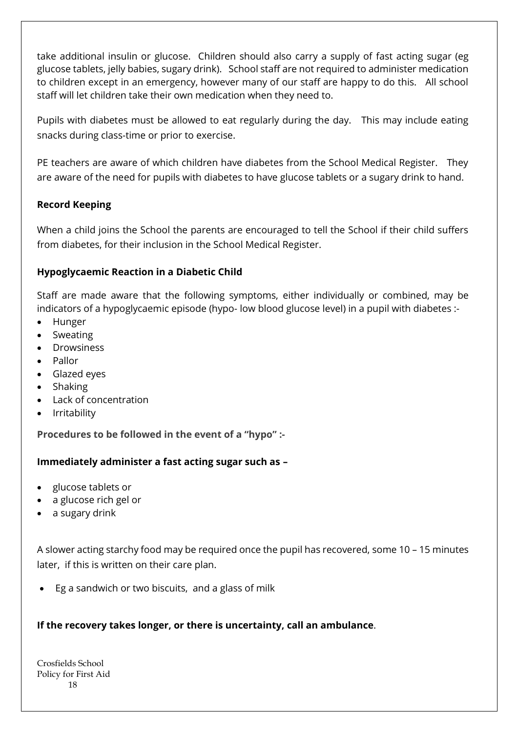take additional insulin or glucose. Children should also carry a supply of fast acting sugar (eg glucose tablets, jelly babies, sugary drink). School staff are not required to administer medication to children except in an emergency, however many of our staff are happy to do this. All school staff will let children take their own medication when they need to.

Pupils with diabetes must be allowed to eat regularly during the day. This may include eating snacks during class-time or prior to exercise.

PE teachers are aware of which children have diabetes from the School Medical Register. They are aware of the need for pupils with diabetes to have glucose tablets or a sugary drink to hand.

**Record Keeping**

When a child joins the School the parents are encouraged to tell the School if their child suffers from diabetes, for their inclusion in the School Medical Register.

**Hypoglycaemic Reaction in a Diabetic Child**

Staff are made aware that the following symptoms, either individually or combined, may be indicators of a hypoglycaemic episode (hypo- low blood glucose level) in a pupil with diabetes :-

- Hunger
- Sweating
- Drowsiness
- Pallor
- Glazed eyes
- Shaking
- Lack of concentration
- Irritability

**Procedures to be followed in the event of a "hypo" :-**

**Immediately administer a fast acting sugar such as –**

- glucose tablets or
- a glucose rich gel or
- a sugary drink

A slower acting starchy food may be required once the pupil has recovered, some 10 – 15 minutes later, if this is written on their care plan.

- Eg a sandwich or two biscuits, and a glass of milk

**If the recovery takes longer, or there is uncertainty, call an ambulance**.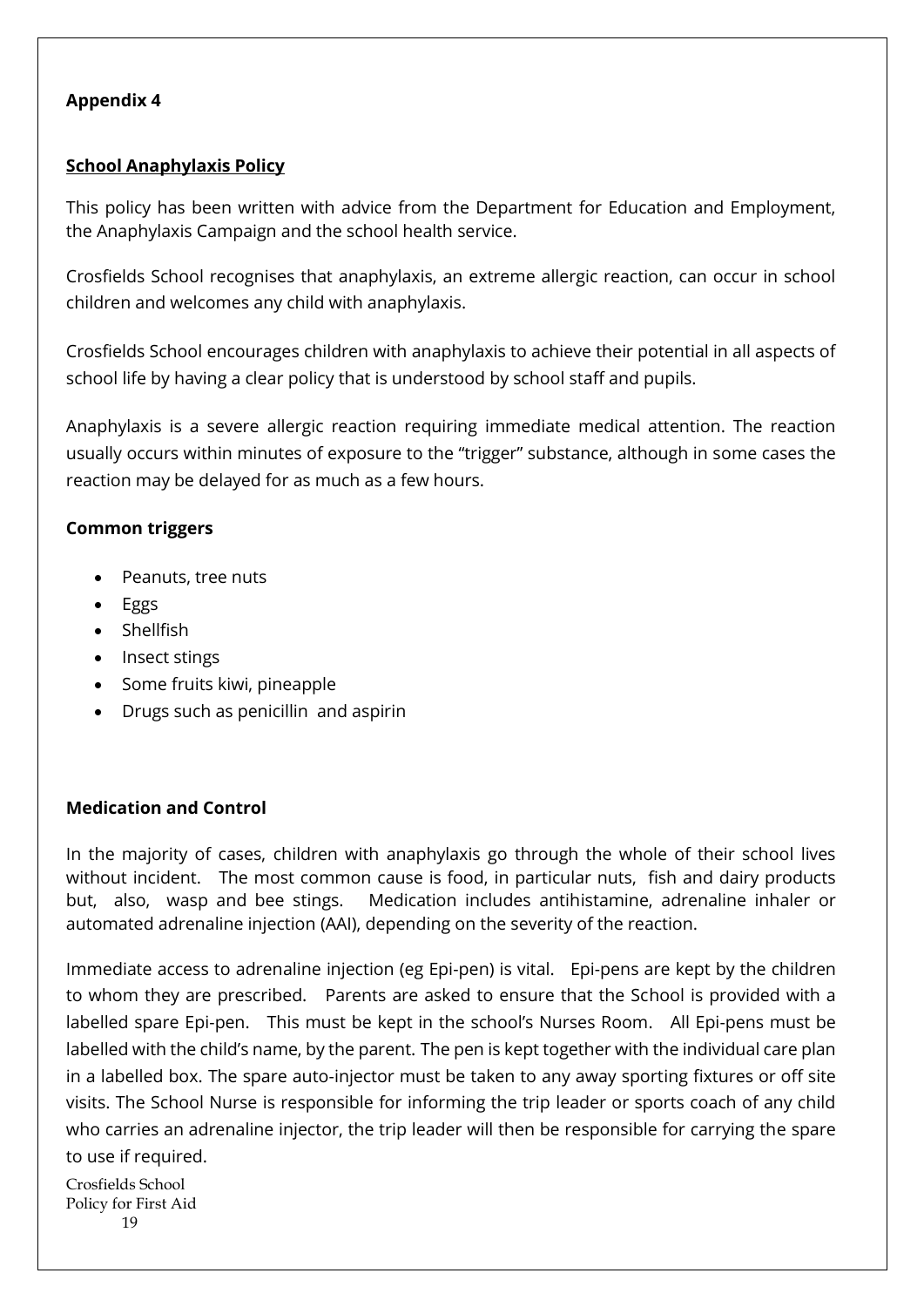**Appendix 4**

**School Anaphylaxis Policy**

This policy has been written with advice from the Department for Education and Employment, the Anaphylaxis Campaign and the school health service.

Crosfields School recognises that anaphylaxis, an extreme allergic reaction, can occur in school children and welcomes any child with anaphylaxis.

Crosfields School encourages children with anaphylaxis to achieve their potential in all aspects of school life by having a clear policy that is understood by school staff and pupils.

Anaphylaxis is a severe allergic reaction requiring immediate medical attention. The reaction usually occurs within minutes of exposure to the "trigger" substance, although in some cases the reaction may be delayed for as much as a few hours.

**Common triggers**

- Peanuts, tree nuts
- Eggs
- Shellfish
- Insect stings
- Some fruits kiwi, pineapple
- Drugs such as penicillin and aspirin

**Medication and Control**

In the majority of cases, children with anaphylaxis go through the whole of their school lives without incident. The most common cause is food, in particular nuts, fish and dairy products but, also, wasp and bee stings. Medication includes antihistamine, adrenaline inhaler or automated adrenaline injection (AAI), depending on the severity of the reaction.

Immediate access to adrenaline injection (eg Epi-pen) is vital. Epi-pens are kept by the children to whom they are prescribed. Parents are asked to ensure that the School is provided with a labelled spare Epi-pen. This must be kept in the school's Nurses Room. All Epi-pens must be labelled with the child's name, by the parent. The pen is kept together with the individual care plan in a labelled box. The spare auto-injector must be taken to any away sporting fixtures or off site visits. The School Nurse is responsible for informing the trip leader or sports coach of any child who carries an adrenaline injector, the trip leader will then be responsible for carrying the spare to use if required.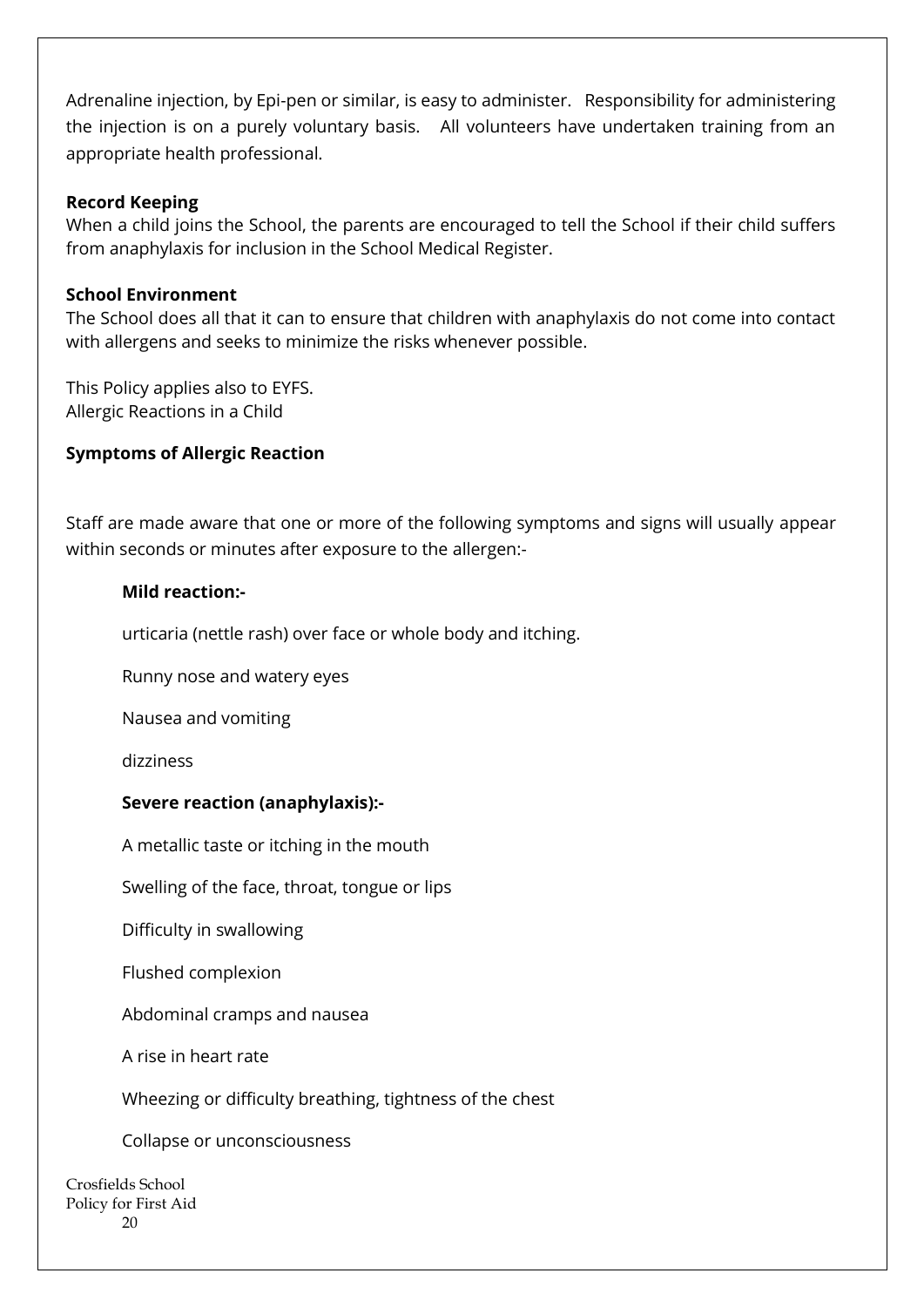Adrenaline injection, by Epi-pen or similar, is easy to administer. Responsibility for administering the injection is on a purely voluntary basis. All volunteers have undertaken training from an appropriate health professional.

**Record Keeping**
When a child joins the School, the parents are encouraged to tell the School if their child suffers from anaphylaxis for inclusion in the School Medical Register.

**School Environment**
The School does all that it can to ensure that children with anaphylaxis do not come into contact with allergens and seeks to minimize the risks whenever possible.

This Policy applies also to EYFS.
Allergic Reactions in a Child

**Symptoms of Allergic Reaction**

Staff are made aware that one or more of the following symptoms and signs will usually appear within seconds or minutes after exposure to the allergen:-

**Mild reaction:-**

urticaria (nettle rash) over face or whole body and itching.

Runny nose and watery eyes

Nausea and vomiting

dizziness

**Severe reaction (anaphylaxis):-**

A metallic taste or itching in the mouth

Swelling of the face, throat, tongue or lips

Difficulty in swallowing

Flushed complexion

Abdominal cramps and nausea

A rise in heart rate

Wheezing or difficulty breathing, tightness of the chest

Collapse or unconsciousness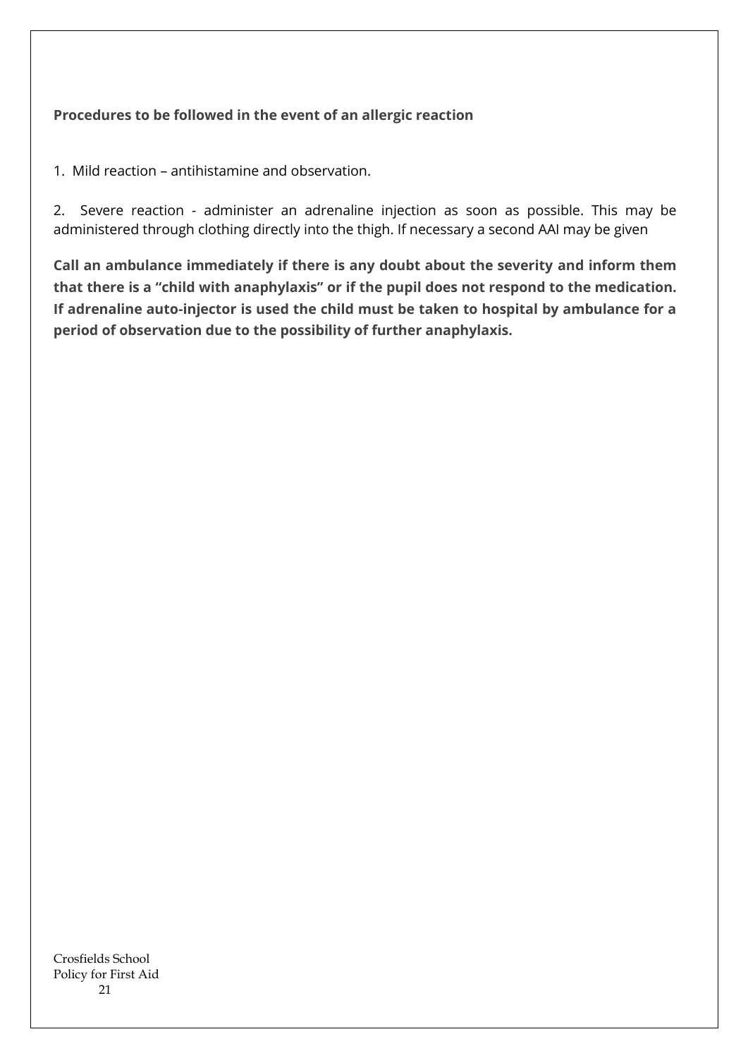**Procedures to be followed in the event of an allergic reaction**

1. Mild reaction – antihistamine and observation.

2. Severe reaction - administer an adrenaline injection as soon as possible. This may be administered through clothing directly into the thigh. If necessary a second AAI may be given

**Call an ambulance immediately if there is any doubt about the severity and inform them that there is a "child with anaphylaxis" or if the pupil does not respond to the medication. If adrenaline auto-injector is used the child must be taken to hospital by ambulance for a period of observation due to the possibility of further anaphylaxis.**